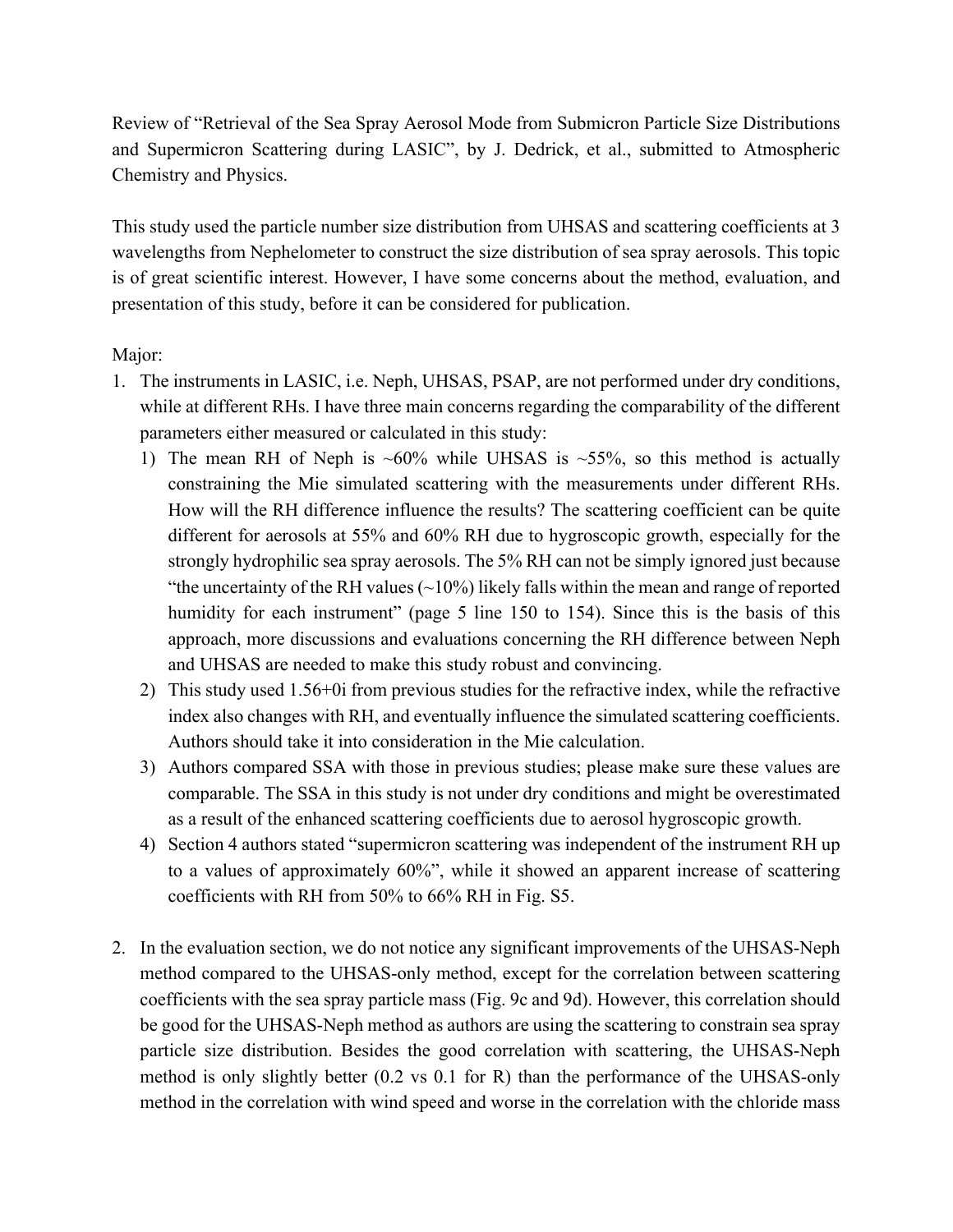Review of "Retrieval of the Sea Spray Aerosol Mode from Submicron Particle Size Distributions and Supermicron Scattering during LASIC", by J. Dedrick, et al., submitted to Atmospheric Chemistry and Physics.

This study used the particle number size distribution from UHSAS and scattering coefficients at 3 wavelengths from Nephelometer to construct the size distribution of sea spray aerosols. This topic is of great scientific interest. However, I have some concerns about the method, evaluation, and presentation of this study, before it can be considered for publication.

Major:

1. The instruments in LASIC, i.e. Neph, UHSAS, PSAP, are not performed under dry conditions, while at different RHs. I have three main concerns regarding the comparability of the different parameters either measured or calculated in this study:
   1) The mean RH of Neph is ~60% while UHSAS is ~55%, so this method is actually constraining the Mie simulated scattering with the measurements under different RHs. How will the RH difference influence the results? The scattering coefficient can be quite different for aerosols at 55% and 60% RH due to hygroscopic growth, especially for the strongly hydrophilic sea spray aerosols. The 5% RH can not be simply ignored just because "the uncertainty of the RH values (~10%) likely falls within the mean and range of reported humidity for each instrument" (page 5 line 150 to 154). Since this is the basis of this approach, more discussions and evaluations concerning the RH difference between Neph and UHSAS are needed to make this study robust and convincing.
   2) This study used 1.56+0i from previous studies for the refractive index, while the refractive index also changes with RH, and eventually influence the simulated scattering coefficients. Authors should take it into consideration in the Mie calculation.
   3) Authors compared SSA with those in previous studies; please make sure these values are comparable. The SSA in this study is not under dry conditions and might be overestimated as a result of the enhanced scattering coefficients due to aerosol hygroscopic growth.
   4) Section 4 authors stated "supermicron scattering was independent of the instrument RH up to a values of approximately 60%", while it showed an apparent increase of scattering coefficients with RH from 50% to 66% RH in Fig. S5.

2. In the evaluation section, we do not notice any significant improvements of the UHSAS-Neph method compared to the UHSAS-only method, except for the correlation between scattering coefficients with the sea spray particle mass (Fig. 9c and 9d). However, this correlation should be good for the UHSAS-Neph method as authors are using the scattering to constrain sea spray particle size distribution. Besides the good correlation with scattering, the UHSAS-Neph method is only slightly better (0.2 vs 0.1 for R) than the performance of the UHSAS-only method in the correlation with wind speed and worse in the correlation with the chloride mass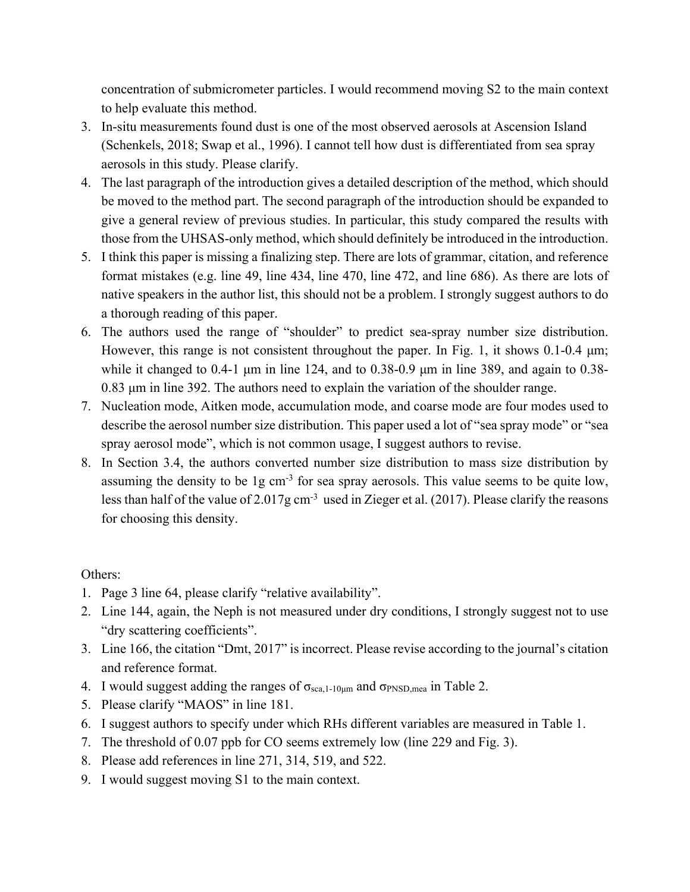concentration of submicrometer particles. I would recommend moving S2 to the main context to help evaluate this method.

3. In-situ measurements found dust is one of the most observed aerosols at Ascension Island (Schenkels, 2018; Swap et al., 1996). I cannot tell how dust is differentiated from sea spray aerosols in this study. Please clarify.
4. The last paragraph of the introduction gives a detailed description of the method, which should be moved to the method part. The second paragraph of the introduction should be expanded to give a general review of previous studies. In particular, this study compared the results with those from the UHSAS-only method, which should definitely be introduced in the introduction.
5. I think this paper is missing a finalizing step. There are lots of grammar, citation, and reference format mistakes (e.g. line 49, line 434, line 470, line 472, and line 686). As there are lots of native speakers in the author list, this should not be a problem. I strongly suggest authors to do a thorough reading of this paper.
6. The authors used the range of "shoulder" to predict sea-spray number size distribution. However, this range is not consistent throughout the paper. In Fig. 1, it shows 0.1-0.4 μm; while it changed to 0.4-1 μm in line 124, and to 0.38-0.9 μm in line 389, and again to 0.38-0.83 μm in line 392. The authors need to explain the variation of the shoulder range.
7. Nucleation mode, Aitken mode, accumulation mode, and coarse mode are four modes used to describe the aerosol number size distribution. This paper used a lot of "sea spray mode" or "sea spray aerosol mode", which is not common usage, I suggest authors to revise.
8. In Section 3.4, the authors converted number size distribution to mass size distribution by assuming the density to be 1g $cm^{-3}$ for sea spray aerosols. This value seems to be quite low, less than half of the value of 2.017g $cm^{-3}$ used in Zieger et al. (2017). Please clarify the reasons for choosing this density.

Others:

1. Page 3 line 64, please clarify "relative availability".
2. Line 144, again, the Neph is not measured under dry conditions, I strongly suggest not to use "dry scattering coefficients".
3. Line 166, the citation "Dmt, 2017" is incorrect. Please revise according to the journal's citation and reference format.
4. I would suggest adding the ranges of $\sigma_{sca,1\text{-}10\mu m}$ and $\sigma_{PNSD,mea}$ in Table 2.
5. Please clarify "MAOS" in line 181.
6. I suggest authors to specify under which RHs different variables are measured in Table 1.
7. The threshold of 0.07 ppb for CO seems extremely low (line 229 and Fig. 3).
8. Please add references in line 271, 314, 519, and 522.
9. I would suggest moving S1 to the main context.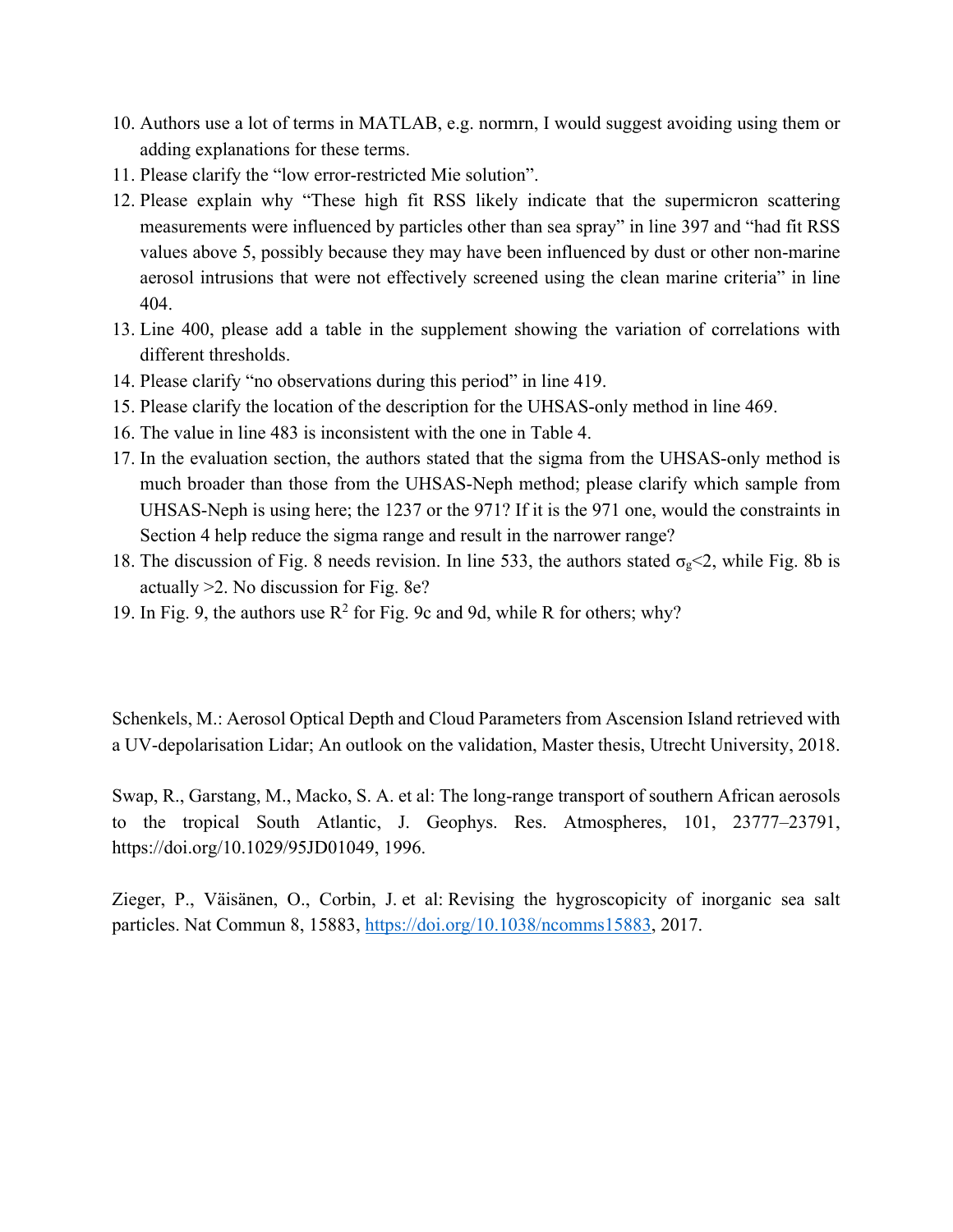10. Authors use a lot of terms in MATLAB, e.g. normrn, I would suggest avoiding using them or adding explanations for these terms.
11. Please clarify the "low error-restricted Mie solution".
12. Please explain why "These high fit RSS likely indicate that the supermicron scattering measurements were influenced by particles other than sea spray" in line 397 and "had fit RSS values above 5, possibly because they may have been influenced by dust or other non-marine aerosol intrusions that were not effectively screened using the clean marine criteria" in line 404.
13. Line 400, please add a table in the supplement showing the variation of correlations with different thresholds.
14. Please clarify "no observations during this period" in line 419.
15. Please clarify the location of the description for the UHSAS-only method in line 469.
16. The value in line 483 is inconsistent with the one in Table 4.
17. In the evaluation section, the authors stated that the sigma from the UHSAS-only method is much broader than those from the UHSAS-Neph method; please clarify which sample from UHSAS-Neph is using here; the 1237 or the 971? If it is the 971 one, would the constraints in Section 4 help reduce the sigma range and result in the narrower range?
18. The discussion of Fig. 8 needs revision. In line 533, the authors stated $\sigma_g<2$, while Fig. 8b is actually >2. No discussion for Fig. 8e?
19. In Fig. 9, the authors use $R^2$ for Fig. 9c and 9d, while R for others; why?

Schenkels, M.: Aerosol Optical Depth and Cloud Parameters from Ascension Island retrieved with a UV-depolarisation Lidar; An outlook on the validation, Master thesis, Utrecht University, 2018.

Swap, R., Garstang, M., Macko, S. A. et al: The long-range transport of southern African aerosols to the tropical South Atlantic, J. Geophys. Res. Atmospheres, 101, 23777–23791, https://doi.org/10.1029/95JD01049, 1996.

Zieger, P., Väisänen, O., Corbin, J. et al: Revising the hygroscopicity of inorganic sea salt particles. Nat Commun 8, 15883, https://doi.org/10.1038/ncomms15883, 2017.